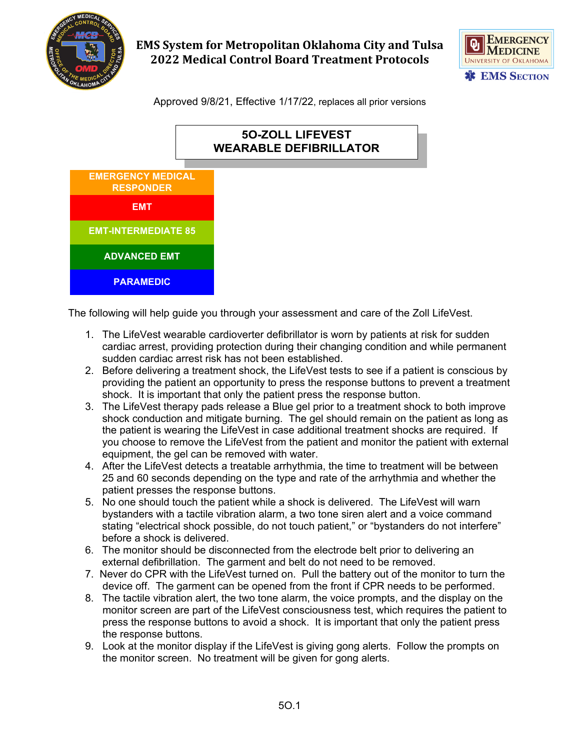# EMS System for Metropolitan Oklahoma City and Tulsa
# 2022 Medical Control Board Treatment Protocols

Approved 9/8/21, Effective 1/17/22, replaces all prior versions

## 5O-ZOLL LIFEVEST WEARABLE DEFIBRILLATOR

- EMERGENCY MEDICAL RESPONDER
- EMT
- EMT-INTERMEDIATE 85
- ADVANCED EMT
- PARAMEDIC

The following will help guide you through your assessment and care of the Zoll LifeVest.

1. The LifeVest wearable cardioverter defibrillator is worn by patients at risk for sudden cardiac arrest, providing protection during their changing condition and while permanent sudden cardiac arrest risk has not been established.
2. Before delivering a treatment shock, the LifeVest tests to see if a patient is conscious by providing the patient an opportunity to press the response buttons to prevent a treatment shock. It is important that only the patient press the response button.
3. The LifeVest therapy pads release a Blue gel prior to a treatment shock to both improve shock conduction and mitigate burning. The gel should remain on the patient as long as the patient is wearing the LifeVest in case additional treatment shocks are required. If you choose to remove the LifeVest from the patient and monitor the patient with external equipment, the gel can be removed with water.
4. After the LifeVest detects a treatable arrhythmia, the time to treatment will be between 25 and 60 seconds depending on the type and rate of the arrhythmia and whether the patient presses the response buttons.
5. No one should touch the patient while a shock is delivered. The LifeVest will warn bystanders with a tactile vibration alarm, a two tone siren alert and a voice command stating "electrical shock possible, do not touch patient," or "bystanders do not interfere" before a shock is delivered.
6. The monitor should be disconnected from the electrode belt prior to delivering an external defibrillation. The garment and belt do not need to be removed.
7. Never do CPR with the LifeVest turned on. Pull the battery out of the monitor to turn the device off. The garment can be opened from the front if CPR needs to be performed.
8. The tactile vibration alert, the two tone alarm, the voice prompts, and the display on the monitor screen are part of the LifeVest consciousness test, which requires the patient to press the response buttons to avoid a shock. It is important that only the patient press the response buttons.
9. Look at the monitor display if the LifeVest is giving gong alerts. Follow the prompts on the monitor screen. No treatment will be given for gong alerts.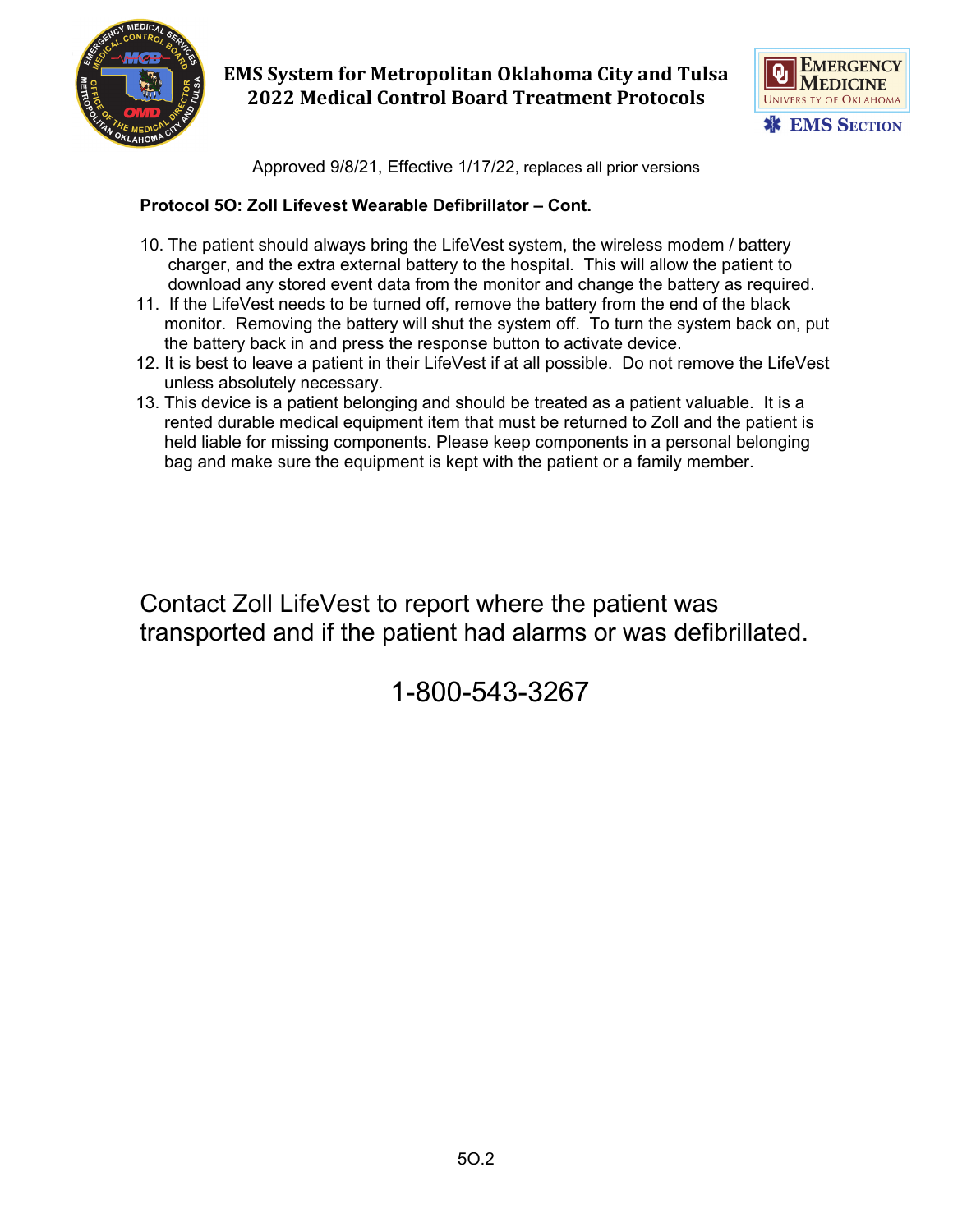## Protocol 5O: Zoll Lifevest Wearable Defibrillator – Cont.

10. The patient should always bring the LifeVest system, the wireless modem / battery charger, and the extra external battery to the hospital. This will allow the patient to download any stored event data from the monitor and change the battery as required.
11. If the LifeVest needs to be turned off, remove the battery from the end of the black monitor. Removing the battery will shut the system off. To turn the system back on, put the battery back in and press the response button to activate device.
12. It is best to leave a patient in their LifeVest if at all possible. Do not remove the LifeVest unless absolutely necessary.
13. This device is a patient belonging and should be treated as a patient valuable. It is a rented durable medical equipment item that must be returned to Zoll and the patient is held liable for missing components. Please keep components in a personal belonging bag and make sure the equipment is kept with the patient or a family member.

Contact Zoll LifeVest to report where the patient was transported and if the patient had alarms or was defibrillated.

1-800-543-3267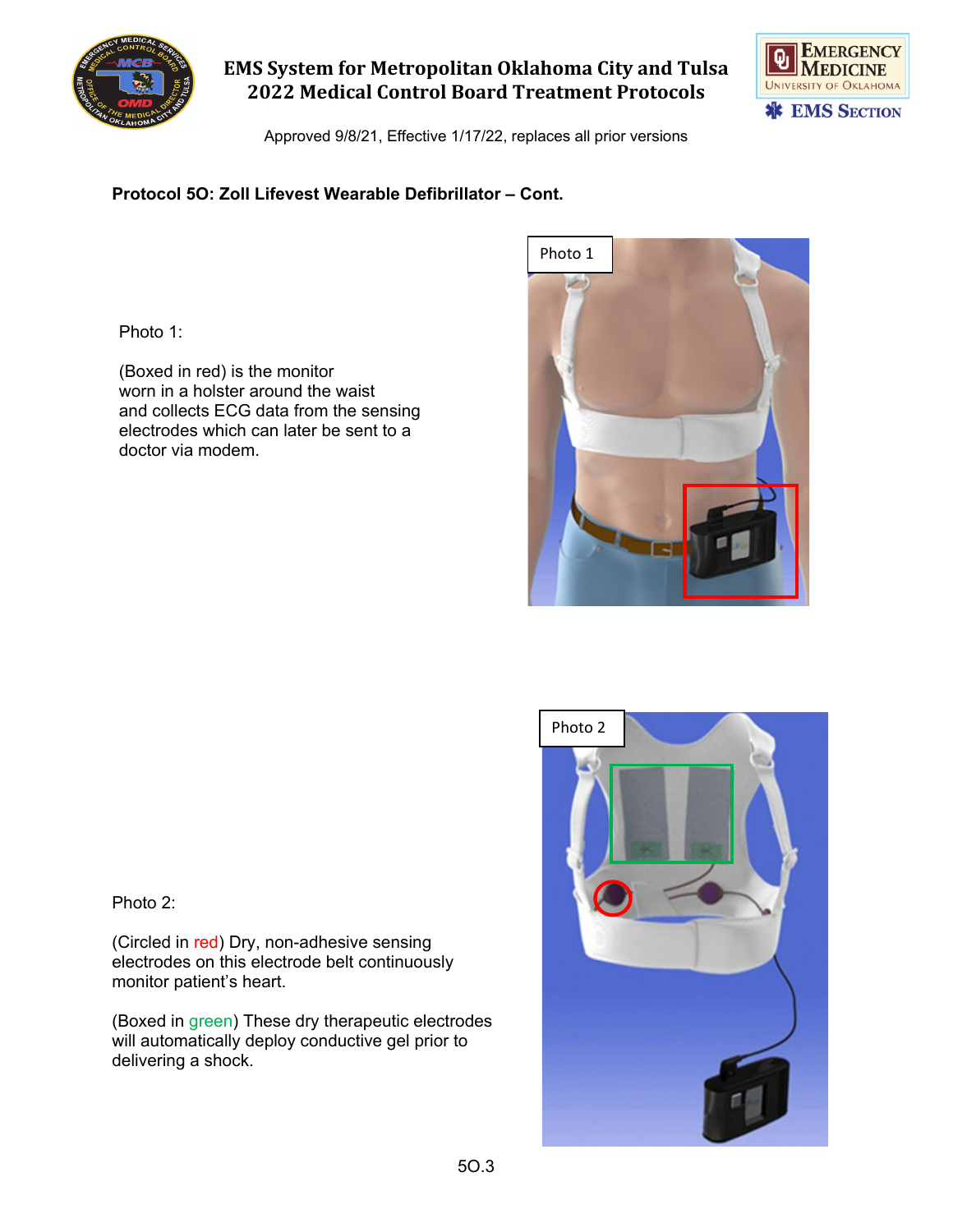### Protocol 5O: Zoll Lifevest Wearable Defibrillator – Cont.

Photo 1:

(Boxed in red) is the monitor worn in a holster around the waist and collects ECG data from the sensing electrodes which can later be sent to a doctor via modem.

Photo 1

Photo 2:

(Circled in red) Dry, non-adhesive sensing electrodes on this electrode belt continuously monitor patient's heart.

(Boxed in green) These dry therapeutic electrodes will automatically deploy conductive gel prior to delivering a shock.

Photo 2